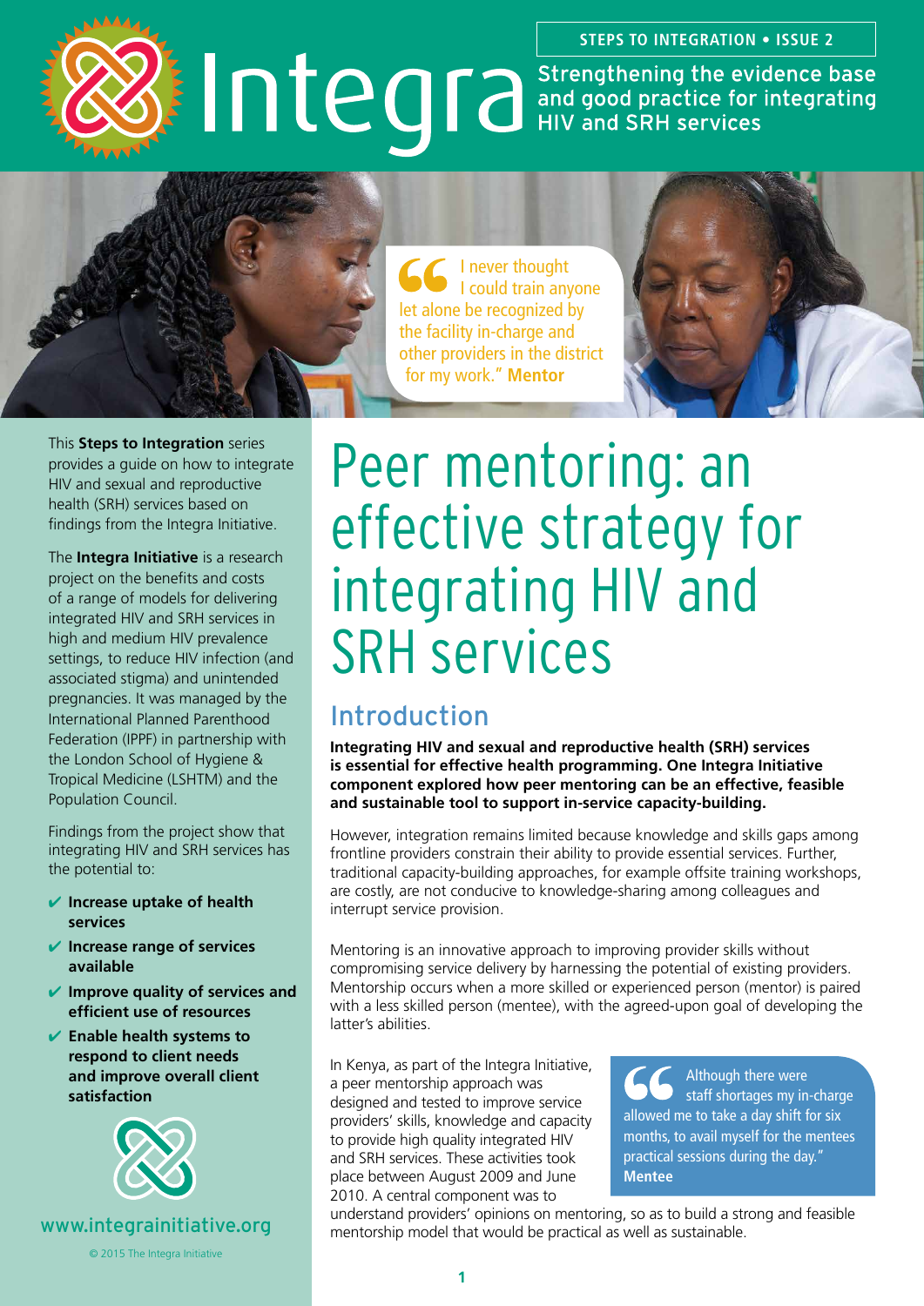STEPS TO INTEGRATION • ISSUE 2

# Integra

Strengthening the evidence base and good practice for integrating HIV and SRH services

> "I never thought I could train anyone let alone be recognized by the facility in-charge and other providers in the district for my work." **Mentor**

This **Steps to Integration** series provides a guide on how to integrate HIV and sexual and reproductive health (SRH) services based on findings from the Integra Initiative.

The **Integra Initiative** is a research project on the benefits and costs of a range of models for delivering integrated HIV and SRH services in high and medium HIV prevalence settings, to reduce HIV infection (and associated stigma) and unintended pregnancies. It was managed by the International Planned Parenthood Federation (IPPF) in partnership with the London School of Hygiene & Tropical Medicine (LSHTM) and the Population Council.

Findings from the project show that integrating HIV and SRH services has the potential to:

- ✔ **Increase uptake of health services**
- ✔ **Increase range of services available**
- ✔ **Improve quality of services and efficient use of resources**
- ✔ **Enable health systems to respond to client needs and improve overall client satisfaction**

www.integrainitiative.org

© 2015 The Integra Initiative

# Peer mentoring: an effective strategy for integrating HIV and SRH services

## Introduction

**Integrating HIV and sexual and reproductive health (SRH) services is essential for effective health programming. One Integra Initiative component explored how peer mentoring can be an effective, feasible and sustainable tool to support in-service capacity-building.**

However, integration remains limited because knowledge and skills gaps among frontline providers constrain their ability to provide essential services. Further, traditional capacity-building approaches, for example offsite training workshops, are costly, are not conducive to knowledge-sharing among colleagues and interrupt service provision.

Mentoring is an innovative approach to improving provider skills without compromising service delivery by harnessing the potential of existing providers. Mentorship occurs when a more skilled or experienced person (mentor) is paired with a less skilled person (mentee), with the agreed-upon goal of developing the latter's abilities.

In Kenya, as part of the Integra Initiative, a peer mentorship approach was designed and tested to improve service providers' skills, knowledge and capacity to provide high quality integrated HIV and SRH services. These activities took place between August 2009 and June 2010. A central component was to understand providers' opinions on mentoring, so as to build a strong and feasible mentorship model that would be practical as well as sustainable.

> "Although there were staff shortages my in-charge allowed me to take a day shift for six months, to avail myself for the mentees practical sessions during the day." **Mentee**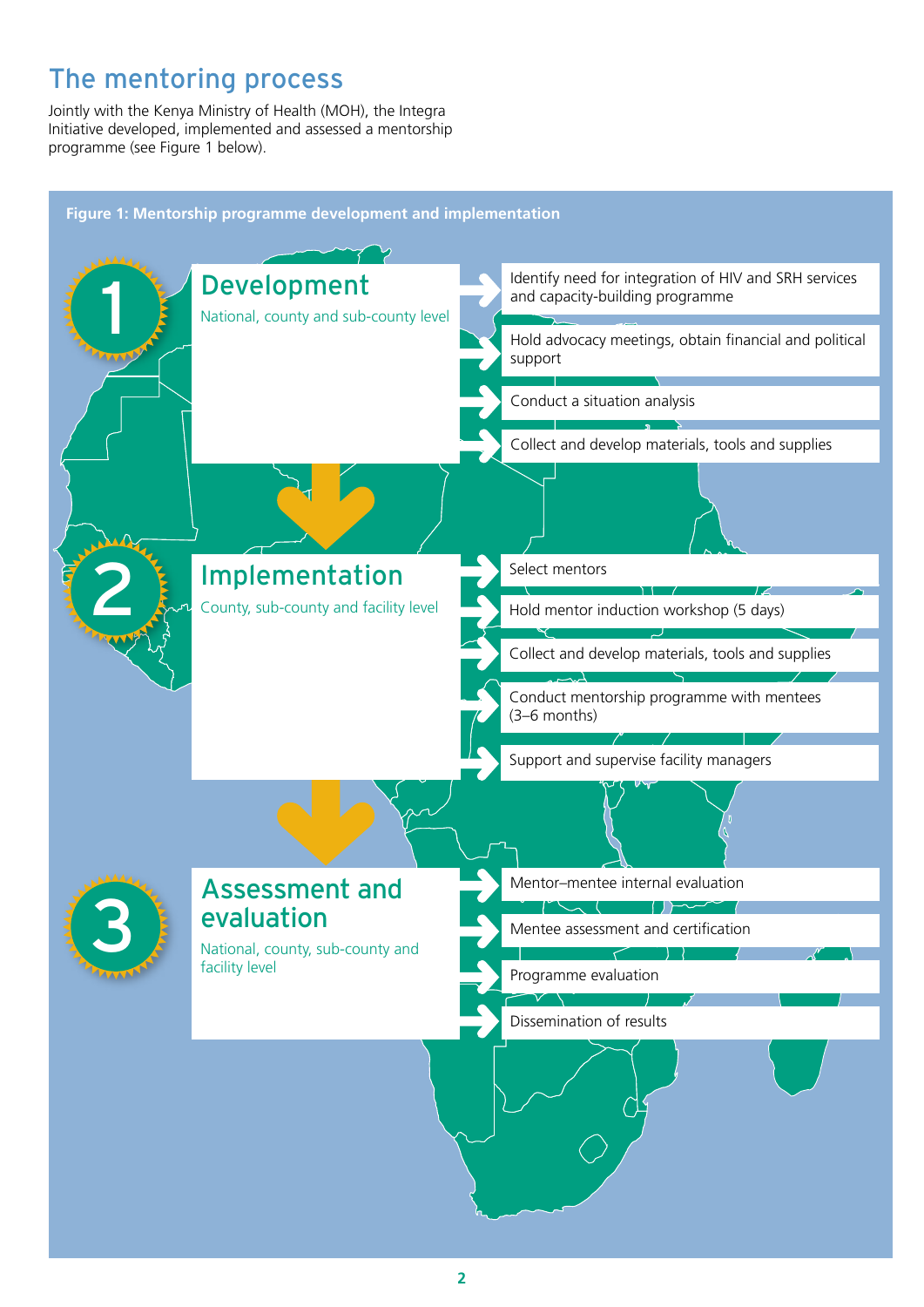## The mentoring process

Jointly with the Kenya Ministry of Health (MOH), the Integra Initiative developed, implemented and assessed a mentorship programme (see Figure 1 below).

**Figure 1: Mentorship programme development and implementation**

### 1 Development

National, county and sub-county level

- Identify need for integration of HIV and SRH services and capacity-building programme
- Hold advocacy meetings, obtain financial and political support
- Conduct a situation analysis
- Collect and develop materials, tools and supplies

### 2 Implementation

County, sub-county and facility level

- Select mentors
- Hold mentor induction workshop (5 days)
- Collect and develop materials, tools and supplies
- Conduct mentorship programme with mentees (3–6 months)
- Support and supervise facility managers

### 3 Assessment and evaluation

National, county, sub-county and facility level

- Mentor–mentee internal evaluation
- Mentee assessment and certification
- Programme evaluation
- Dissemination of results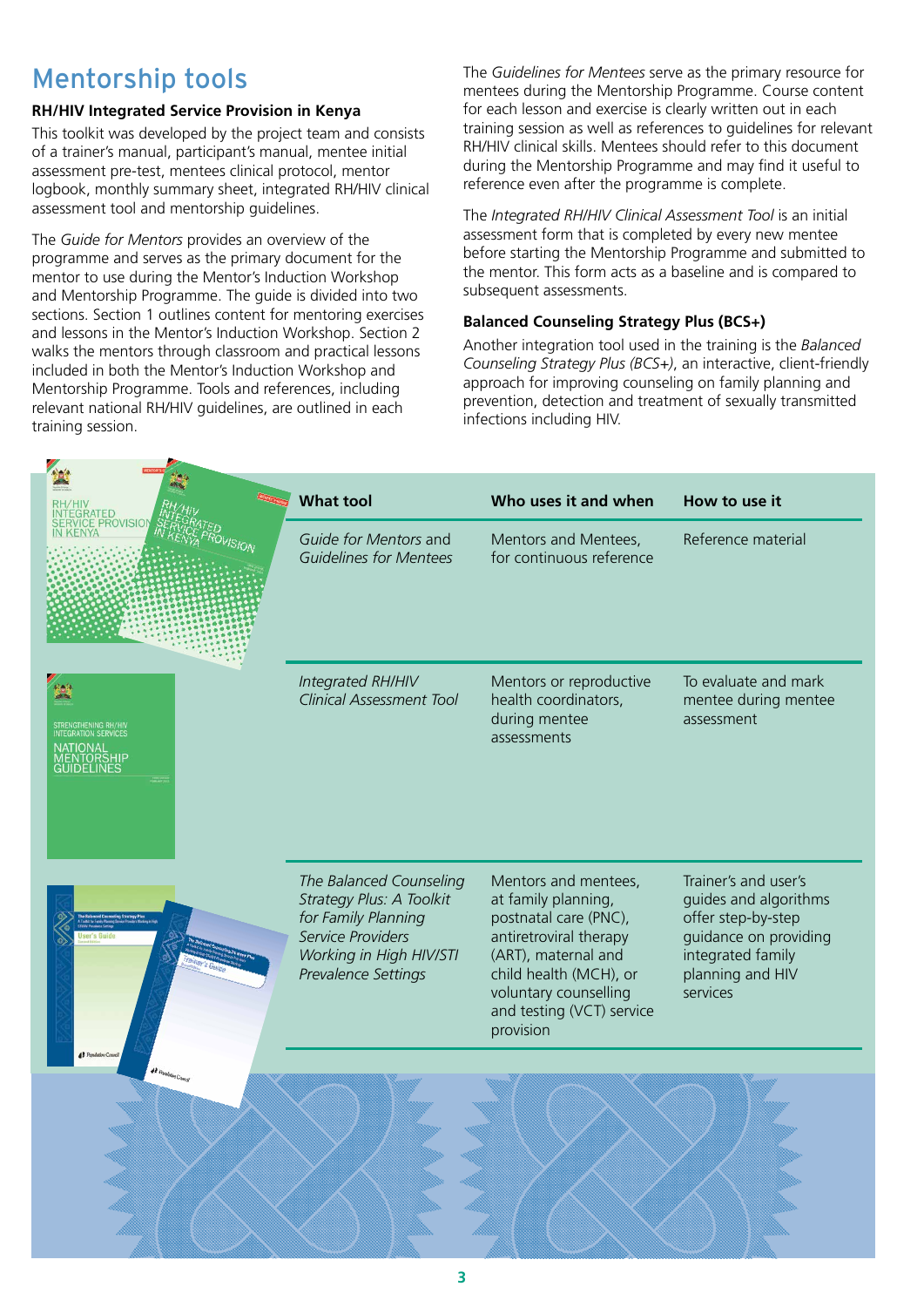## Mentorship tools

### RH/HIV Integrated Service Provision in Kenya

This toolkit was developed by the project team and consists of a trainer's manual, participant's manual, mentee initial assessment pre-test, mentees clinical protocol, mentor logbook, monthly summary sheet, integrated RH/HIV clinical assessment tool and mentorship guidelines.

The *Guide for Mentors* provides an overview of the programme and serves as the primary document for the mentor to use during the Mentor's Induction Workshop and Mentorship Programme. The guide is divided into two sections. Section 1 outlines content for mentoring exercises and lessons in the Mentor's Induction Workshop. Section 2 walks the mentors through classroom and practical lessons included in both the Mentor's Induction Workshop and Mentorship Programme. Tools and references, including relevant national RH/HIV guidelines, are outlined in each training session.

The *Guidelines for Mentees* serve as the primary resource for mentees during the Mentorship Programme. Course content for each lesson and exercise is clearly written out in each training session as well as references to guidelines for relevant RH/HIV clinical skills. Mentees should refer to this document during the Mentorship Programme and may find it useful to reference even after the programme is complete.

The *Integrated RH/HIV Clinical Assessment Tool* is an initial assessment form that is completed by every new mentee before starting the Mentorship Programme and submitted to the mentor. This form acts as a baseline and is compared to subsequent assessments.

### Balanced Counseling Strategy Plus (BCS+)

Another integration tool used in the training is the *Balanced Counseling Strategy Plus (BCS+)*, an interactive, client-friendly approach for improving counseling on family planning and prevention, detection and treatment of sexually transmitted infections including HIV.

| What tool | Who uses it and when | How to use it |
|---|---|---|
| *Guide for Mentors* and *Guidelines for Mentees* | Mentors and Mentees, for continuous reference | Reference material |
| *Integrated RH/HIV Clinical Assessment Tool* | Mentors or reproductive health coordinators, during mentee assessments | To evaluate and mark mentee during mentee assessment |
| *The Balanced Counseling Strategy Plus: A Toolkit for Family Planning Service Providers Working in High HIV/STI Prevalence Settings* | Mentors and mentees, at family planning, postnatal care (PNC), antiretroviral therapy (ART), maternal and child health (MCH), or voluntary counselling and testing (VCT) service provision | Trainer's and user's guides and algorithms offer step-by-step guidance on providing integrated family planning and HIV services |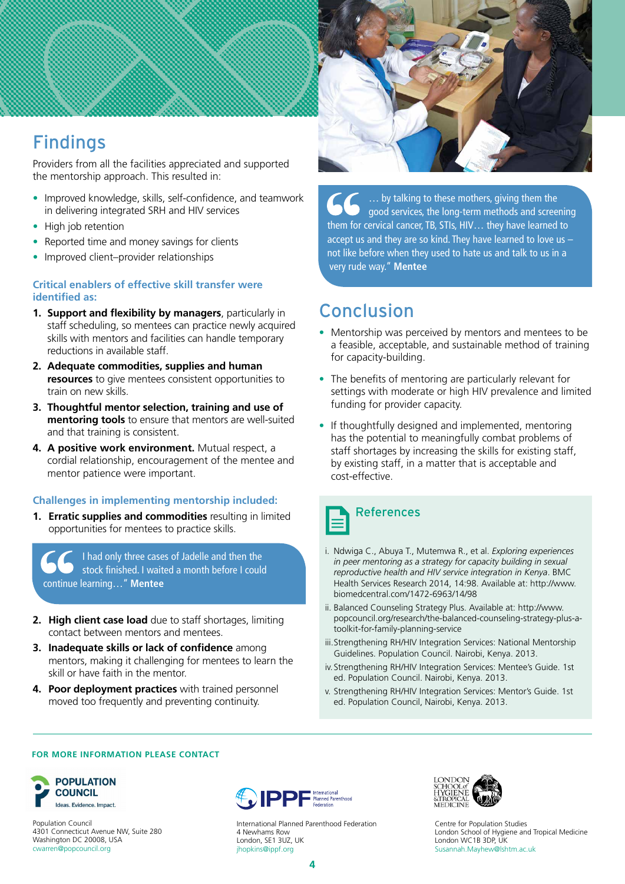## Findings

Providers from all the facilities appreciated and supported the mentorship approach. This resulted in:

- Improved knowledge, skills, self-confidence, and teamwork in delivering integrated SRH and HIV services
- High job retention
- Reported time and money savings for clients
- Improved client–provider relationships

### Critical enablers of effective skill transfer were identified as:

1. **Support and flexibility by managers**, particularly in staff scheduling, so mentees can practice newly acquired skills with mentors and facilities can handle temporary reductions in available staff.
2. **Adequate commodities, supplies and human resources** to give mentees consistent opportunities to train on new skills.
3. **Thoughtful mentor selection, training and use of mentoring tools** to ensure that mentors are well-suited and that training is consistent.
4. **A positive work environment.** Mutual respect, a cordial relationship, encouragement of the mentee and mentor patience were important.

### Challenges in implementing mentorship included:

1. **Erratic supplies and commodities** resulting in limited opportunities for mentees to practice skills.

> I had only three cases of Jadelle and then the stock finished. I waited a month before I could continue learning…" **Mentee**

2. **High client case load** due to staff shortages, limiting contact between mentors and mentees.
3. **Inadequate skills or lack of confidence** among mentors, making it challenging for mentees to learn the skill or have faith in the mentor.
4. **Poor deployment practices** with trained personnel moved too frequently and preventing continuity.

> … by talking to these mothers, giving them the good services, the long-term methods and screening them for cervical cancer, TB, STIs, HIV… they have learned to accept us and they are so kind. They have learned to love us – not like before when they used to hate us and talk to us in a very rude way." **Mentee**

## Conclusion

- Mentorship was perceived by mentors and mentees to be a feasible, acceptable, and sustainable method of training for capacity-building.
- The benefits of mentoring are particularly relevant for settings with moderate or high HIV prevalence and limited funding for provider capacity.
- If thoughtfully designed and implemented, mentoring has the potential to meaningfully combat problems of staff shortages by increasing the skills for existing staff, by existing staff, in a matter that is acceptable and cost-effective.

### References

i. Ndwiga C., Abuya T., Mutemwa R., et al. *Exploring experiences in peer mentoring as a strategy for capacity building in sexual reproductive health and HIV service integration in Kenya*. BMC Health Services Research 2014, 14:98. Available at: http://www.biomedcentral.com/1472-6963/14/98

ii. Balanced Counseling Strategy Plus. Available at: http://www.popcouncil.org/research/the-balanced-counseling-strategy-plus-a-toolkit-for-family-planning-service

iii. Strengthening RH/HIV Integration Services: National Mentorship Guidelines. Population Council. Nairobi, Kenya. 2013.

iv. Strengthening RH/HIV Integration Services: Mentee's Guide. 1st ed. Population Council. Nairobi, Kenya. 2013.

v. Strengthening RH/HIV Integration Services: Mentor's Guide. 1st ed. Population Council, Nairobi, Kenya. 2013.

---

**FOR MORE INFORMATION PLEASE CONTACT**

POPULATION COUNCIL
Ideas. Evidence. Impact.

Population Council
4301 Connecticut Avenue NW, Suite 280
Washington DC 20008, USA
cwarren@popcouncil.org

IPPF International Planned Parenthood Federation

International Planned Parenthood Federation
4 Newhams Row
London, SE1 3UZ, UK
jhopkins@ippf.org

LONDON SCHOOL of HYGIENE & TROPICAL MEDICINE

Centre for Population Studies
London School of Hygiene and Tropical Medicine
London WC1B 3DP, UK
Susannah.Mayhew@lshtm.ac.uk